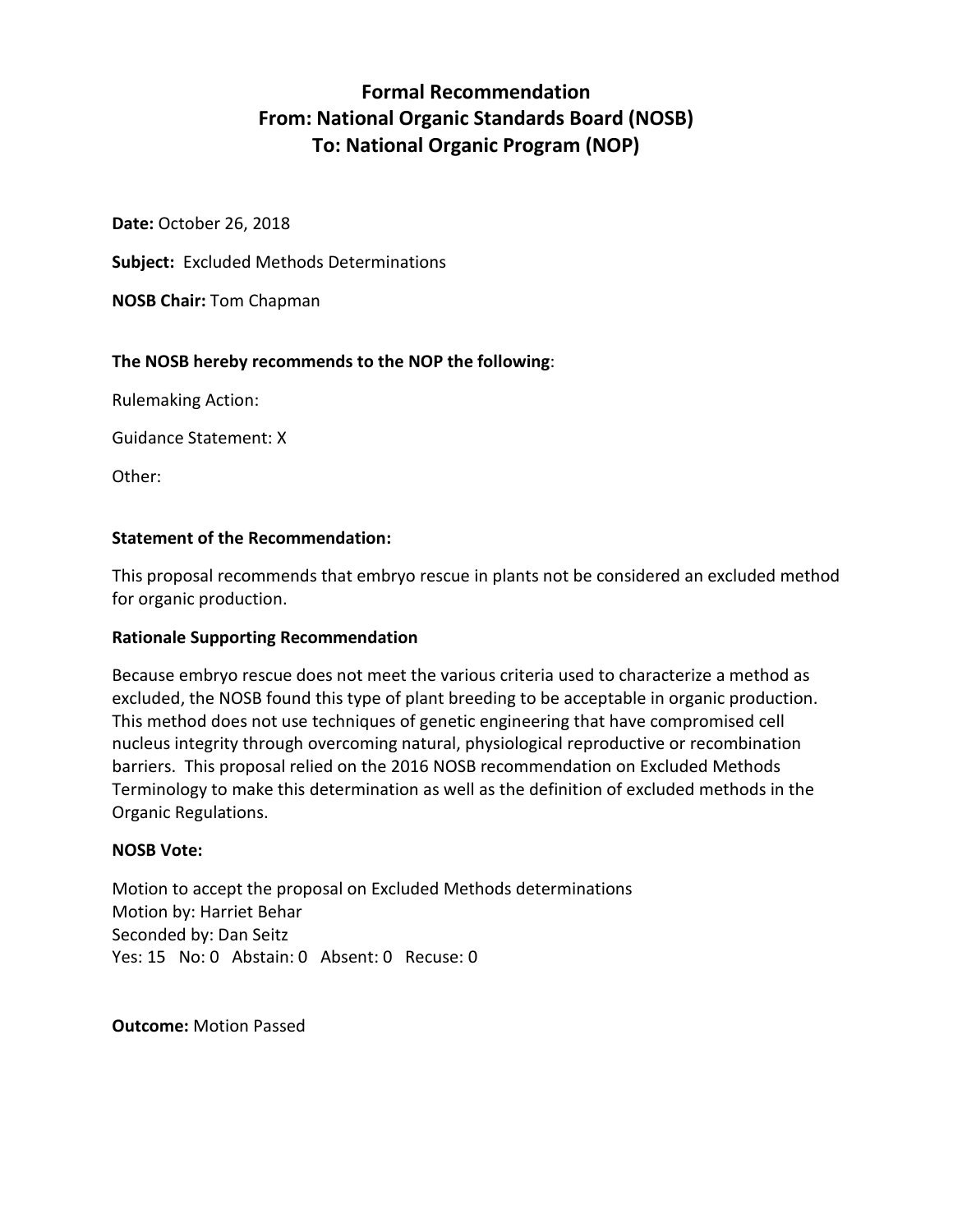# Formal Recommendation
# From: National Organic Standards Board (NOSB)
# To: National Organic Program (NOP)

**Date:** October 26, 2018

**Subject:** Excluded Methods Determinations

**NOSB Chair:** Tom Chapman

**The NOSB hereby recommends to the NOP the following**:

Rulemaking Action:

Guidance Statement: X

Other:

**Statement of the Recommendation:**

This proposal recommends that embryo rescue in plants not be considered an excluded method for organic production.

**Rationale Supporting Recommendation**

Because embryo rescue does not meet the various criteria used to characterize a method as excluded, the NOSB found this type of plant breeding to be acceptable in organic production. This method does not use techniques of genetic engineering that have compromised cell nucleus integrity through overcoming natural, physiological reproductive or recombination barriers. This proposal relied on the 2016 NOSB recommendation on Excluded Methods Terminology to make this determination as well as the definition of excluded methods in the Organic Regulations.

**NOSB Vote:**

Motion to accept the proposal on Excluded Methods determinations
Motion by: Harriet Behar
Seconded by: Dan Seitz
Yes: 15 No: 0 Abstain: 0 Absent: 0 Recuse: 0

**Outcome:** Motion Passed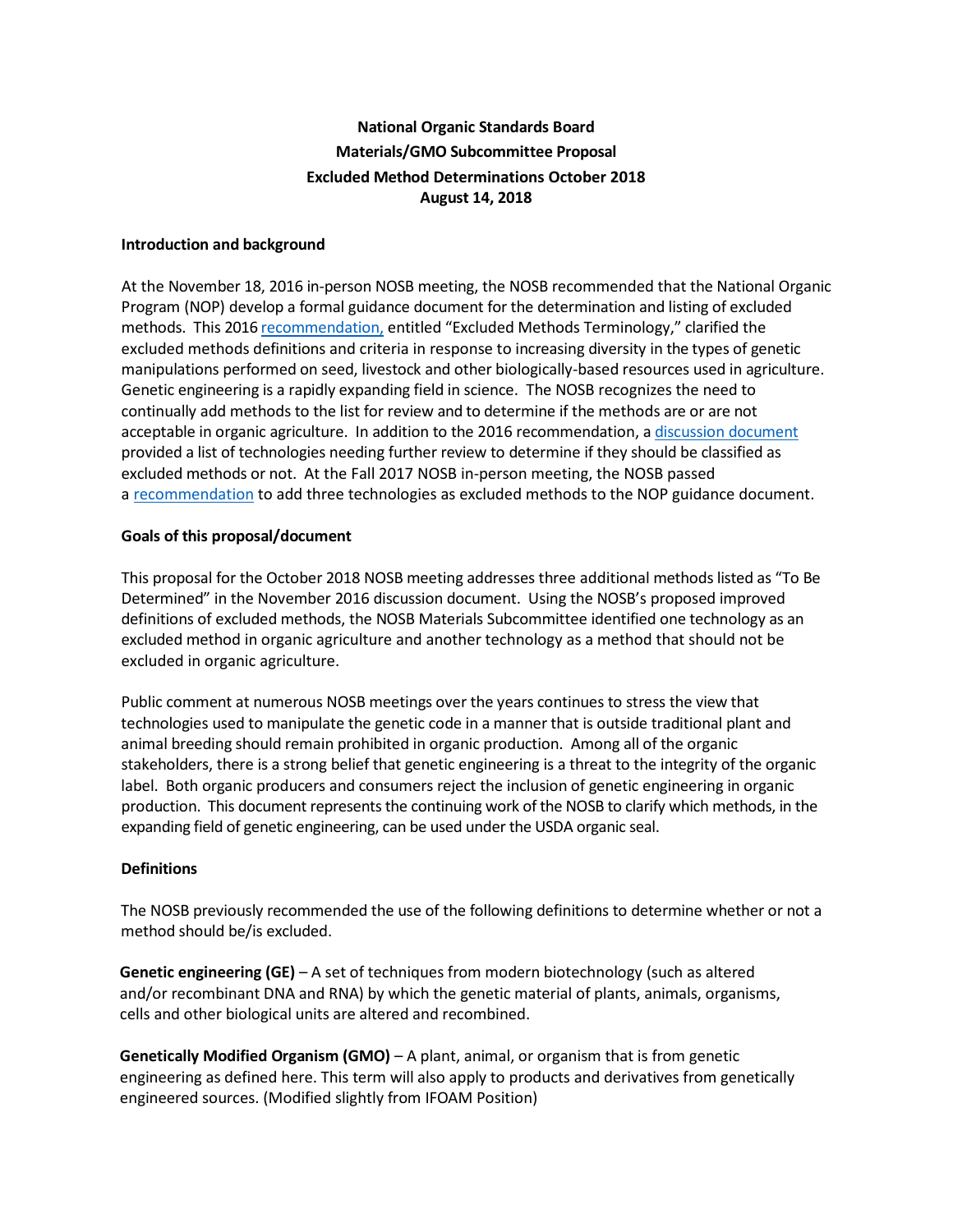**National Organic Standards Board**
**Materials/GMO Subcommittee Proposal**
**Excluded Method Determinations October 2018**
**August 14, 2018**

### Introduction and background

At the November 18, 2016 in-person NOSB meeting, the NOSB recommended that the National Organic Program (NOP) develop a formal guidance document for the determination and listing of excluded methods. This 2016 recommendation, entitled "Excluded Methods Terminology," clarified the excluded methods definitions and criteria in response to increasing diversity in the types of genetic manipulations performed on seed, livestock and other biologically-based resources used in agriculture. Genetic engineering is a rapidly expanding field in science. The NOSB recognizes the need to continually add methods to the list for review and to determine if the methods are or are not acceptable in organic agriculture. In addition to the 2016 recommendation, a discussion document provided a list of technologies needing further review to determine if they should be classified as excluded methods or not. At the Fall 2017 NOSB in-person meeting, the NOSB passed a recommendation to add three technologies as excluded methods to the NOP guidance document.

### Goals of this proposal/document

This proposal for the October 2018 NOSB meeting addresses three additional methods listed as "To Be Determined" in the November 2016 discussion document. Using the NOSB's proposed improved definitions of excluded methods, the NOSB Materials Subcommittee identified one technology as an excluded method in organic agriculture and another technology as a method that should not be excluded in organic agriculture.

Public comment at numerous NOSB meetings over the years continues to stress the view that technologies used to manipulate the genetic code in a manner that is outside traditional plant and animal breeding should remain prohibited in organic production. Among all of the organic stakeholders, there is a strong belief that genetic engineering is a threat to the integrity of the organic label. Both organic producers and consumers reject the inclusion of genetic engineering in organic production. This document represents the continuing work of the NOSB to clarify which methods, in the expanding field of genetic engineering, can be used under the USDA organic seal.

### Definitions

The NOSB previously recommended the use of the following definitions to determine whether or not a method should be/is excluded.

**Genetic engineering (GE)** – A set of techniques from modern biotechnology (such as altered and/or recombinant DNA and RNA) by which the genetic material of plants, animals, organisms, cells and other biological units are altered and recombined.

**Genetically Modified Organism (GMO)** – A plant, animal, or organism that is from genetic engineering as defined here. This term will also apply to products and derivatives from genetically engineered sources. (Modified slightly from IFOAM Position)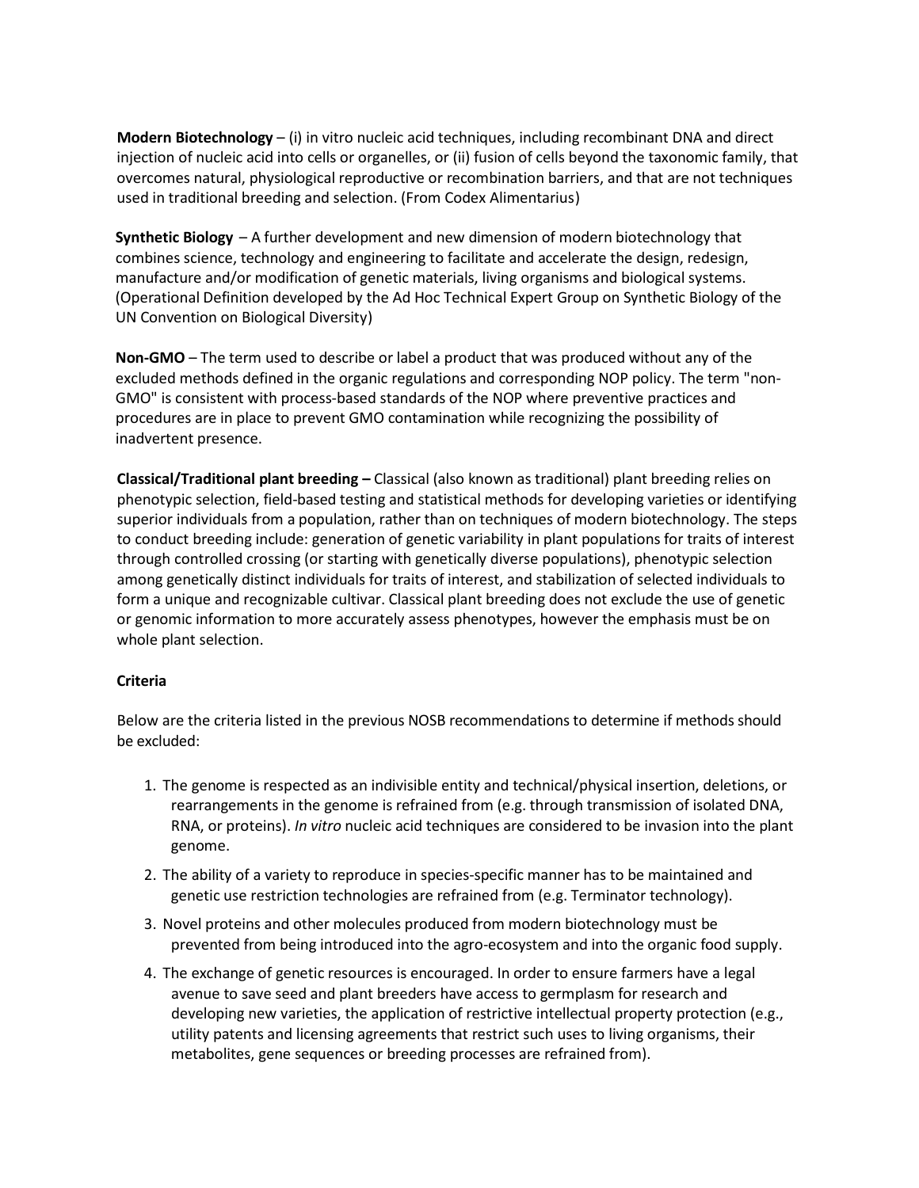**Modern Biotechnology** – (i) in vitro nucleic acid techniques, including recombinant DNA and direct injection of nucleic acid into cells or organelles, or (ii) fusion of cells beyond the taxonomic family, that overcomes natural, physiological reproductive or recombination barriers, and that are not techniques used in traditional breeding and selection. (From Codex Alimentarius)

**Synthetic Biology** – A further development and new dimension of modern biotechnology that combines science, technology and engineering to facilitate and accelerate the design, redesign, manufacture and/or modification of genetic materials, living organisms and biological systems. (Operational Definition developed by the Ad Hoc Technical Expert Group on Synthetic Biology of the UN Convention on Biological Diversity)

**Non-GMO** – The term used to describe or label a product that was produced without any of the excluded methods defined in the organic regulations and corresponding NOP policy. The term "non-GMO" is consistent with process-based standards of the NOP where preventive practices and procedures are in place to prevent GMO contamination while recognizing the possibility of inadvertent presence.

**Classical/Traditional plant breeding –** Classical (also known as traditional) plant breeding relies on phenotypic selection, field-based testing and statistical methods for developing varieties or identifying superior individuals from a population, rather than on techniques of modern biotechnology. The steps to conduct breeding include: generation of genetic variability in plant populations for traits of interest through controlled crossing (or starting with genetically diverse populations), phenotypic selection among genetically distinct individuals for traits of interest, and stabilization of selected individuals to form a unique and recognizable cultivar. Classical plant breeding does not exclude the use of genetic or genomic information to more accurately assess phenotypes, however the emphasis must be on whole plant selection.

**Criteria**

Below are the criteria listed in the previous NOSB recommendations to determine if methods should be excluded:

1. The genome is respected as an indivisible entity and technical/physical insertion, deletions, or rearrangements in the genome is refrained from (e.g. through transmission of isolated DNA, RNA, or proteins). *In vitro* nucleic acid techniques are considered to be invasion into the plant genome.
2. The ability of a variety to reproduce in species-specific manner has to be maintained and genetic use restriction technologies are refrained from (e.g. Terminator technology).
3. Novel proteins and other molecules produced from modern biotechnology must be prevented from being introduced into the agro-ecosystem and into the organic food supply.
4. The exchange of genetic resources is encouraged. In order to ensure farmers have a legal avenue to save seed and plant breeders have access to germplasm for research and developing new varieties, the application of restrictive intellectual property protection (e.g., utility patents and licensing agreements that restrict such uses to living organisms, their metabolites, gene sequences or breeding processes are refrained from).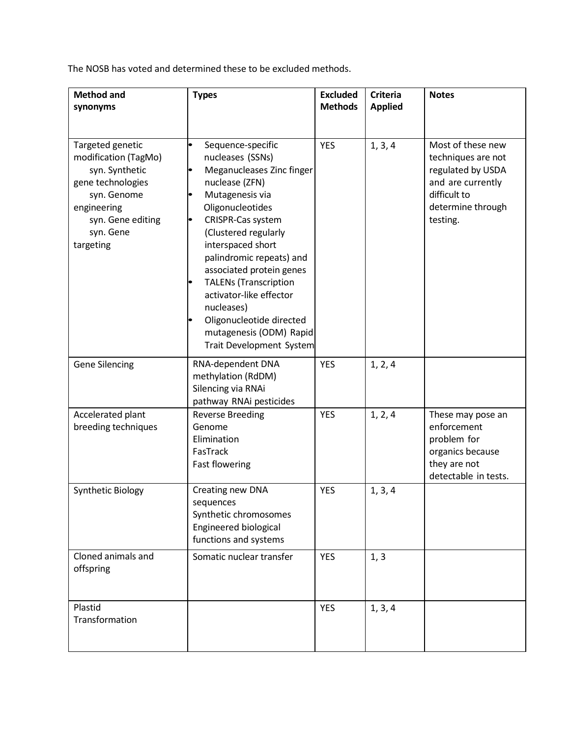The NOSB has voted and determined these to be excluded methods.

| Method and synonyms | Types | Excluded Methods | Criteria Applied | Notes |
|---|---|---|---|---|
| Targeted genetic modification (TagMo) syn. Synthetic gene technologies syn. Genome engineering syn. Gene editing syn. Gene targeting | • Sequence-specific nucleases (SSNs) • Meganucleases Zinc finger nuclease (ZFN) • Mutagenesis via Oligonucleotides • CRISPR-Cas system (Clustered regularly interspaced short palindromic repeats) and associated protein genes • TALENs (Transcription activator-like effector nucleases) • Oligonucleotide directed mutagenesis (ODM) Rapid Trait Development System | YES | 1, 3, 4 | Most of these new techniques are not regulated by USDA and are currently difficult to determine through testing. |
| Gene Silencing | RNA-dependent DNA methylation (RdDM) Silencing via RNAi pathway RNAi pesticides | YES | 1, 2, 4 | |
| Accelerated plant breeding techniques | Reverse Breeding Genome Elimination FasTrack Fast flowering | YES | 1, 2, 4 | These may pose an enforcement problem for organics because they are not detectable in tests. |
| Synthetic Biology | Creating new DNA sequences Synthetic chromosomes Engineered biological functions and systems | YES | 1, 3, 4 | |
| Cloned animals and offspring | Somatic nuclear transfer | YES | 1, 3 | |
| Plastid Transformation | | YES | 1, 3, 4 | |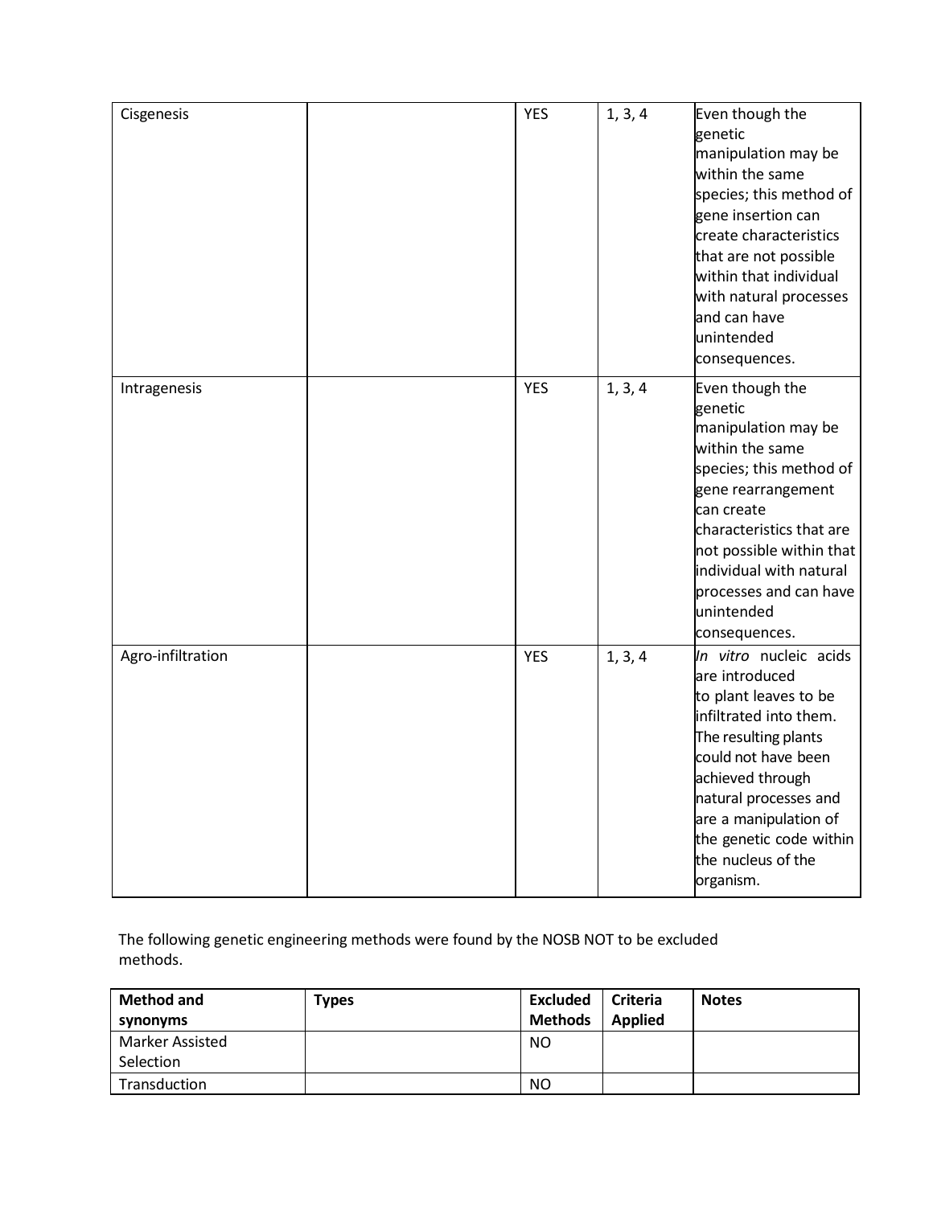| | | | | |
|---|---|---|---|---|
| Cisgenesis | | YES | 1, 3, 4 | Even though the genetic manipulation may be within the same species; this method of gene insertion can create characteristics that are not possible within that individual with natural processes and can have unintended consequences. |
| Intragenesis | | YES | 1, 3, 4 | Even though the genetic manipulation may be within the same species; this method of gene rearrangement can create characteristics that are not possible within that individual with natural processes and can have unintended consequences. |
| Agro-infiltration | | YES | 1, 3, 4 | *In vitro* nucleic acids are introduced to plant leaves to be infiltrated into them. The resulting plants could not have been achieved through natural processes and are a manipulation of the genetic code within the nucleus of the organism. |

The following genetic engineering methods were found by the NOSB NOT to be excluded methods.

| Method and synonyms | Types | Excluded Methods | Criteria Applied | Notes |
|---|---|---|---|---|
| Marker Assisted Selection | | NO | | |
| Transduction | | NO | | |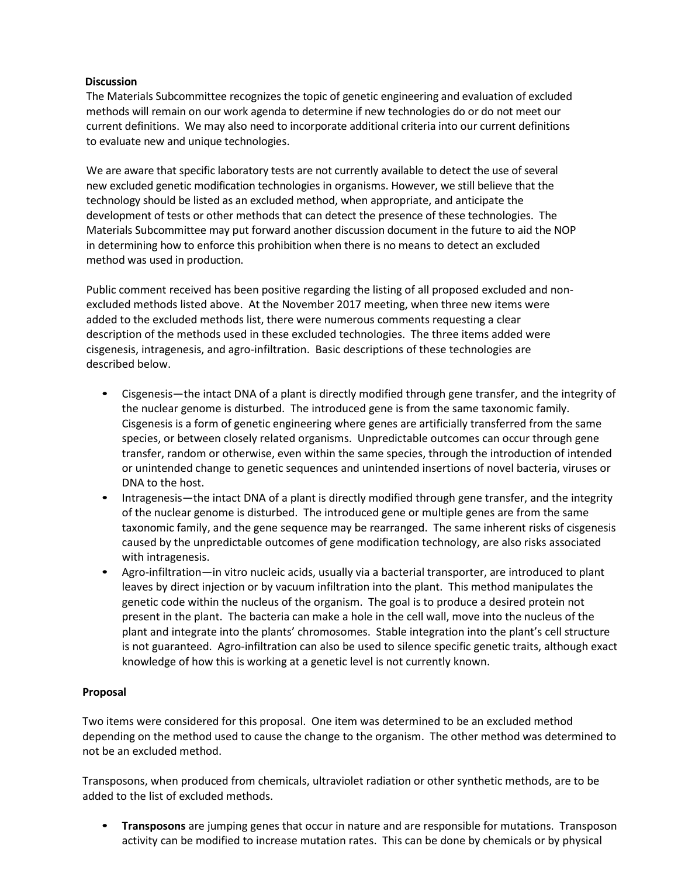**Discussion**

The Materials Subcommittee recognizes the topic of genetic engineering and evaluation of excluded methods will remain on our work agenda to determine if new technologies do or do not meet our current definitions. We may also need to incorporate additional criteria into our current definitions to evaluate new and unique technologies.

We are aware that specific laboratory tests are not currently available to detect the use of several new excluded genetic modification technologies in organisms. However, we still believe that the technology should be listed as an excluded method, when appropriate, and anticipate the development of tests or other methods that can detect the presence of these technologies. The Materials Subcommittee may put forward another discussion document in the future to aid the NOP in determining how to enforce this prohibition when there is no means to detect an excluded method was used in production.

Public comment received has been positive regarding the listing of all proposed excluded and non-excluded methods listed above. At the November 2017 meeting, when three new items were added to the excluded methods list, there were numerous comments requesting a clear description of the methods used in these excluded technologies. The three items added were cisgenesis, intragenesis, and agro-infiltration. Basic descriptions of these technologies are described below.

- Cisgenesis—the intact DNA of a plant is directly modified through gene transfer, and the integrity of the nuclear genome is disturbed. The introduced gene is from the same taxonomic family. Cisgenesis is a form of genetic engineering where genes are artificially transferred from the same species, or between closely related organisms. Unpredictable outcomes can occur through gene transfer, random or otherwise, even within the same species, through the introduction of intended or unintended change to genetic sequences and unintended insertions of novel bacteria, viruses or DNA to the host.
- Intragenesis—the intact DNA of a plant is directly modified through gene transfer, and the integrity of the nuclear genome is disturbed. The introduced gene or multiple genes are from the same taxonomic family, and the gene sequence may be rearranged. The same inherent risks of cisgenesis caused by the unpredictable outcomes of gene modification technology, are also risks associated with intragenesis.
- Agro-infiltration—in vitro nucleic acids, usually via a bacterial transporter, are introduced to plant leaves by direct injection or by vacuum infiltration into the plant. This method manipulates the genetic code within the nucleus of the organism. The goal is to produce a desired protein not present in the plant. The bacteria can make a hole in the cell wall, move into the nucleus of the plant and integrate into the plants' chromosomes. Stable integration into the plant's cell structure is not guaranteed. Agro-infiltration can also be used to silence specific genetic traits, although exact knowledge of how this is working at a genetic level is not currently known.

**Proposal**

Two items were considered for this proposal. One item was determined to be an excluded method depending on the method used to cause the change to the organism. The other method was determined to not be an excluded method.

Transposons, when produced from chemicals, ultraviolet radiation or other synthetic methods, are to be added to the list of excluded methods.

- **Transposons** are jumping genes that occur in nature and are responsible for mutations. Transposon activity can be modified to increase mutation rates. This can be done by chemicals or by physical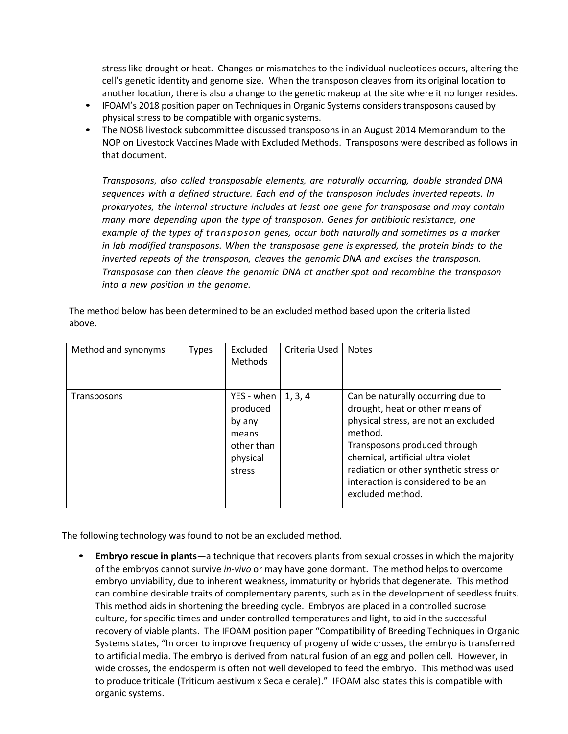stress like drought or heat. Changes or mismatches to the individual nucleotides occurs, altering the cell's genetic identity and genome size. When the transposon cleaves from its original location to another location, there is also a change to the genetic makeup at the site where it no longer resides.

- IFOAM's 2018 position paper on Techniques in Organic Systems considers transposons caused by physical stress to be compatible with organic systems.
- The NOSB livestock subcommittee discussed transposons in an August 2014 Memorandum to the NOP on Livestock Vaccines Made with Excluded Methods. Transposons were described as follows in that document.

  *Transposons, also called transposable elements, are naturally occurring, double stranded DNA sequences with a defined structure. Each end of the transposon includes inverted repeats. In prokaryotes, the internal structure includes at least one gene for transposase and may contain many more depending upon the type of transposon. Genes for antibiotic resistance, one example of the types of transposon genes, occur both naturally and sometimes as a marker in lab modified transposons. When the transposase gene is expressed, the protein binds to the inverted repeats of the transposon, cleaves the genomic DNA and excises the transposon. Transposase can then cleave the genomic DNA at another spot and recombine the transposon into a new position in the genome.*

The method below has been determined to be an excluded method based upon the criteria listed above.

| Method and synonyms | Types | Excluded Methods | Criteria Used | Notes |
|---|---|---|---|---|
| Transposons | | YES - when produced by any means other than physical stress | 1, 3, 4 | Can be naturally occurring due to drought, heat or other means of physical stress, are not an excluded method. Transposons produced through chemical, artificial ultra violet radiation or other synthetic stress or interaction is considered to be an excluded method. |

The following technology was found to not be an excluded method.

- **Embryo rescue in plants**—a technique that recovers plants from sexual crosses in which the majority of the embryos cannot survive *in-vivo* or may have gone dormant. The method helps to overcome embryo unviability, due to inherent weakness, immaturity or hybrids that degenerate. This method can combine desirable traits of complementary parents, such as in the development of seedless fruits. This method aids in shortening the breeding cycle. Embryos are placed in a controlled sucrose culture, for specific times and under controlled temperatures and light, to aid in the successful recovery of viable plants. The IFOAM position paper "Compatibility of Breeding Techniques in Organic Systems states, "In order to improve frequency of progeny of wide crosses, the embryo is transferred to artificial media. The embryo is derived from natural fusion of an egg and pollen cell. However, in wide crosses, the endosperm is often not well developed to feed the embryo. This method was used to produce triticale (Triticum aestivum x Secale cerale)." IFOAM also states this is compatible with organic systems.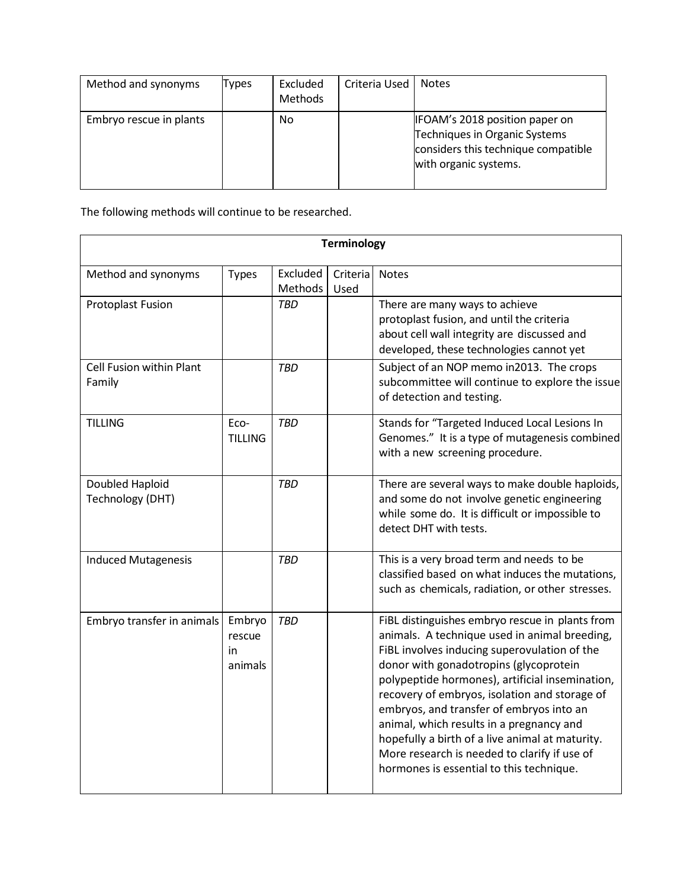| Method and synonyms | Types | Excluded Methods | Criteria Used | Notes |
|---|---|---|---|---|
| Embryo rescue in plants | | No | | IFOAM's 2018 position paper on Techniques in Organic Systems considers this technique compatible with organic systems. |

The following methods will continue to be researched.

| **Terminology** | | | | |
|---|---|---|---|---|
| Method and synonyms | Types | Excluded Methods | Criteria Used | Notes |
| Protoplast Fusion | | *TBD* | | There are many ways to achieve protoplast fusion, and until the criteria about cell wall integrity are discussed and developed, these technologies cannot yet |
| Cell Fusion within Plant Family | | *TBD* | | Subject of an NOP memo in2013. The crops subcommittee will continue to explore the issue of detection and testing. |
| TILLING | Eco-TILLING | *TBD* | | Stands for "Targeted Induced Local Lesions In Genomes." It is a type of mutagenesis combined with a new screening procedure. |
| Doubled Haploid Technology (DHT) | | *TBD* | | There are several ways to make double haploids, and some do not involve genetic engineering while some do. It is difficult or impossible to detect DHT with tests. |
| Induced Mutagenesis | | *TBD* | | This is a very broad term and needs to be classified based on what induces the mutations, such as chemicals, radiation, or other stresses. |
| Embryo transfer in animals | Embryo rescue in animals | *TBD* | | FiBL distinguishes embryo rescue in plants from animals. A technique used in animal breeding, FiBL involves inducing superovulation of the donor with gonadotropins (glycoprotein polypeptide hormones), artificial insemination, recovery of embryos, isolation and storage of embryos, and transfer of embryos into an animal, which results in a pregnancy and hopefully a birth of a live animal at maturity. More research is needed to clarify if use of hormones is essential to this technique. |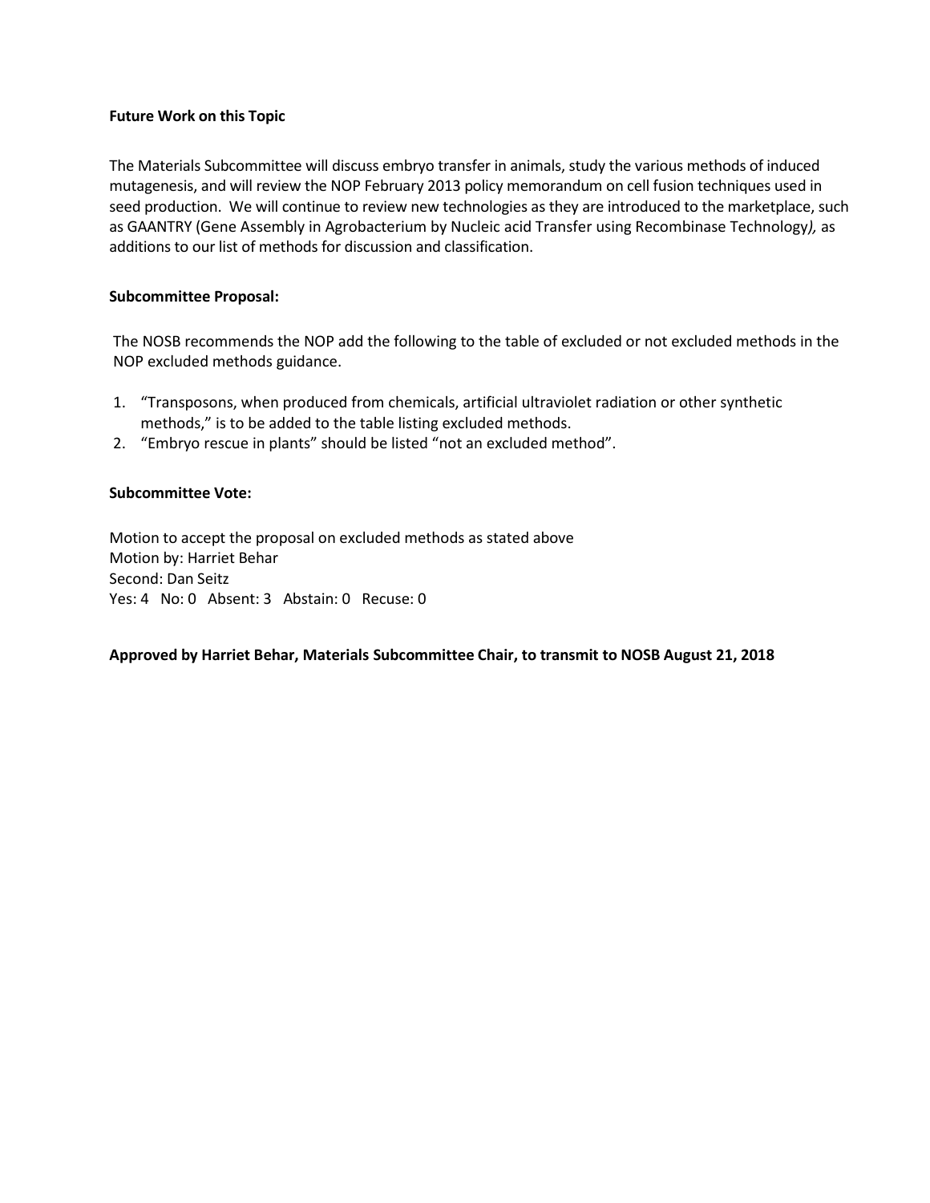**Future Work on this Topic**

The Materials Subcommittee will discuss embryo transfer in animals, study the various methods of induced mutagenesis, and will review the NOP February 2013 policy memorandum on cell fusion techniques used in seed production. We will continue to review new technologies as they are introduced to the marketplace, such as GAANTRY (Gene Assembly in Agrobacterium by Nucleic acid Transfer using Recombinase Technology), as additions to our list of methods for discussion and classification.

**Subcommittee Proposal:**

The NOSB recommends the NOP add the following to the table of excluded or not excluded methods in the NOP excluded methods guidance.

1. "Transposons, when produced from chemicals, artificial ultraviolet radiation or other synthetic methods," is to be added to the table listing excluded methods.
2. "Embryo rescue in plants" should be listed "not an excluded method".

**Subcommittee Vote:**

Motion to accept the proposal on excluded methods as stated above
Motion by: Harriet Behar
Second: Dan Seitz
Yes: 4 No: 0 Absent: 3 Abstain: 0 Recuse: 0

**Approved by Harriet Behar, Materials Subcommittee Chair, to transmit to NOSB August 21, 2018**